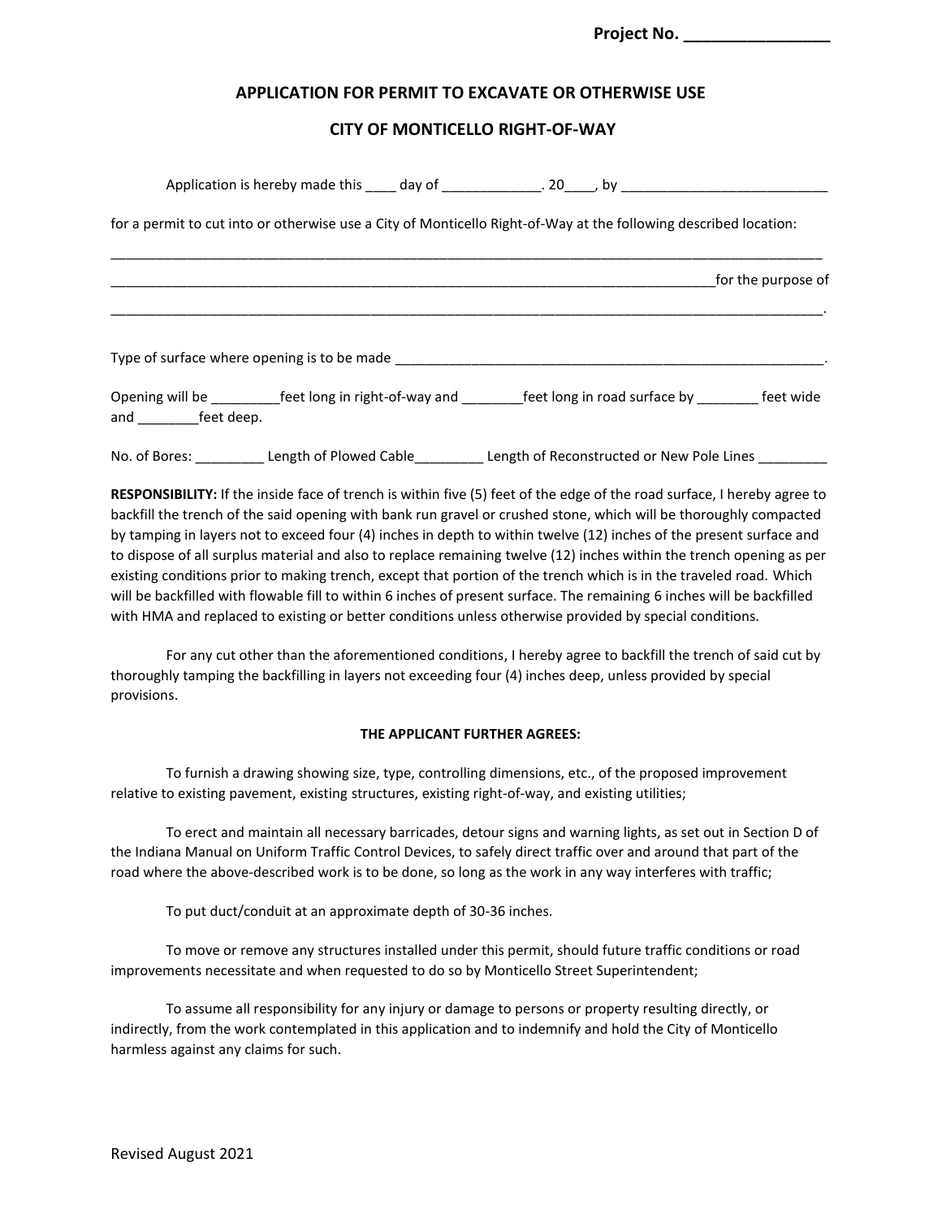**Project No. ________________**

## APPLICATION FOR PERMIT TO EXCAVATE OR OTHERWISE USE

## CITY OF MONTICELLO RIGHT-OF-WAY

Application is hereby made this ____ day of _____________. 20____, by ___________________________

for a permit to cut into or otherwise use a City of Monticello Right-of-Way at the following described location:

____________________________________________________________________________________________

__________________________________________________________________________________for the purpose of

____________________________________________________________________________________________.

Type of surface where opening is to be made ___________________________________________________________.

Opening will be _________feet long in right-of-way and ________feet long in road surface by ________ feet wide and ________feet deep.

No. of Bores: _________ Length of Plowed Cable_________ Length of Reconstructed or New Pole Lines _________

**RESPONSIBILITY:** If the inside face of trench is within five (5) feet of the edge of the road surface, I hereby agree to backfill the trench of the said opening with bank run gravel or crushed stone, which will be thoroughly compacted by tamping in layers not to exceed four (4) inches in depth to within twelve (12) inches of the present surface and to dispose of all surplus material and also to replace remaining twelve (12) inches within the trench opening as per existing conditions prior to making trench, except that portion of the trench which is in the traveled road. Which will be backfilled with flowable fill to within 6 inches of present surface. The remaining 6 inches will be backfilled with HMA and replaced to existing or better conditions unless otherwise provided by special conditions.

For any cut other than the aforementioned conditions, I hereby agree to backfill the trench of said cut by thoroughly tamping the backfilling in layers not exceeding four (4) inches deep, unless provided by special provisions.

**THE APPLICANT FURTHER AGREES:**

To furnish a drawing showing size, type, controlling dimensions, etc., of the proposed improvement relative to existing pavement, existing structures, existing right-of-way, and existing utilities;

To erect and maintain all necessary barricades, detour signs and warning lights, as set out in Section D of the Indiana Manual on Uniform Traffic Control Devices, to safely direct traffic over and around that part of the road where the above-described work is to be done, so long as the work in any way interferes with traffic;

To put duct/conduit at an approximate depth of 30-36 inches.

To move or remove any structures installed under this permit, should future traffic conditions or road improvements necessitate and when requested to do so by Monticello Street Superintendent;

To assume all responsibility for any injury or damage to persons or property resulting directly, or indirectly, from the work contemplated in this application and to indemnify and hold the City of Monticello harmless against any claims for such.

Revised August 2021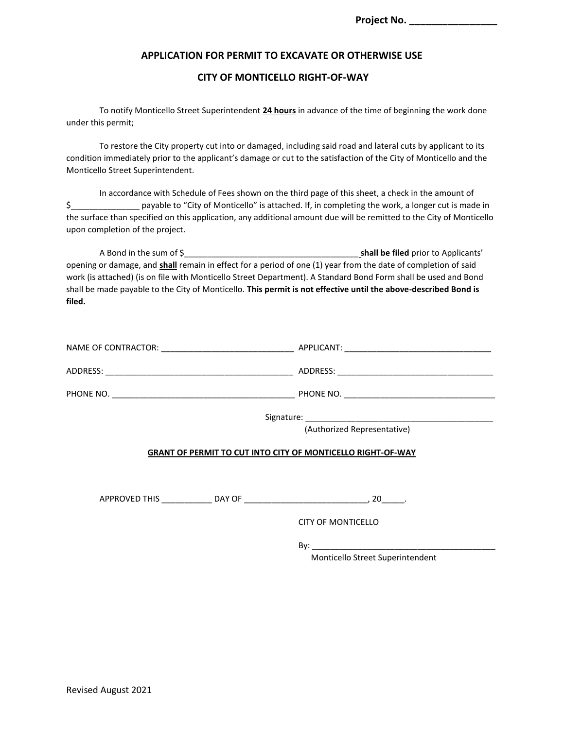**Project No. ________________**

## APPLICATION FOR PERMIT TO EXCAVATE OR OTHERWISE USE

## CITY OF MONTICELLO RIGHT-OF-WAY

To notify Monticello Street Superintendent **24 hours** in advance of the time of beginning the work done under this permit;

To restore the City property cut into or damaged, including said road and lateral cuts by applicant to its condition immediately prior to the applicant's damage or cut to the satisfaction of the City of Monticello and the Monticello Street Superintendent.

In accordance with Schedule of Fees shown on the third page of this sheet, a check in the amount of $_______________ payable to "City of Monticello" is attached. If, in completing the work, a longer cut is made in the surface than specified on this application, any additional amount due will be remitted to the City of Monticello upon completion of the project.

A Bond in the sum of $_______________________________________ **shall be filed** prior to Applicants' opening or damage, and **shall** remain in effect for a period of one (1) year from the date of completion of said work (is attached) (is on file with Monticello Street Department). A Standard Bond Form shall be used and Bond shall be made payable to the City of Monticello. **This permit is not effective until the above-described Bond is filed.**

NAME OF CONTRACTOR: _____________________________ APPLICANT: ________________________________

ADDRESS: __________________________________________ ADDRESS: __________________________________

PHONE NO. ________________________________________ PHONE NO. _________________________________

Signature: _________________________________________
(Authorized Representative)

**GRANT OF PERMIT TO CUT INTO CITY OF MONTICELLO RIGHT-OF-WAY**

APPROVED THIS ___________ DAY OF ___________________________, 20_____.

CITY OF MONTICELLO

By: ________________________________________
Monticello Street Superintendent

Revised August 2021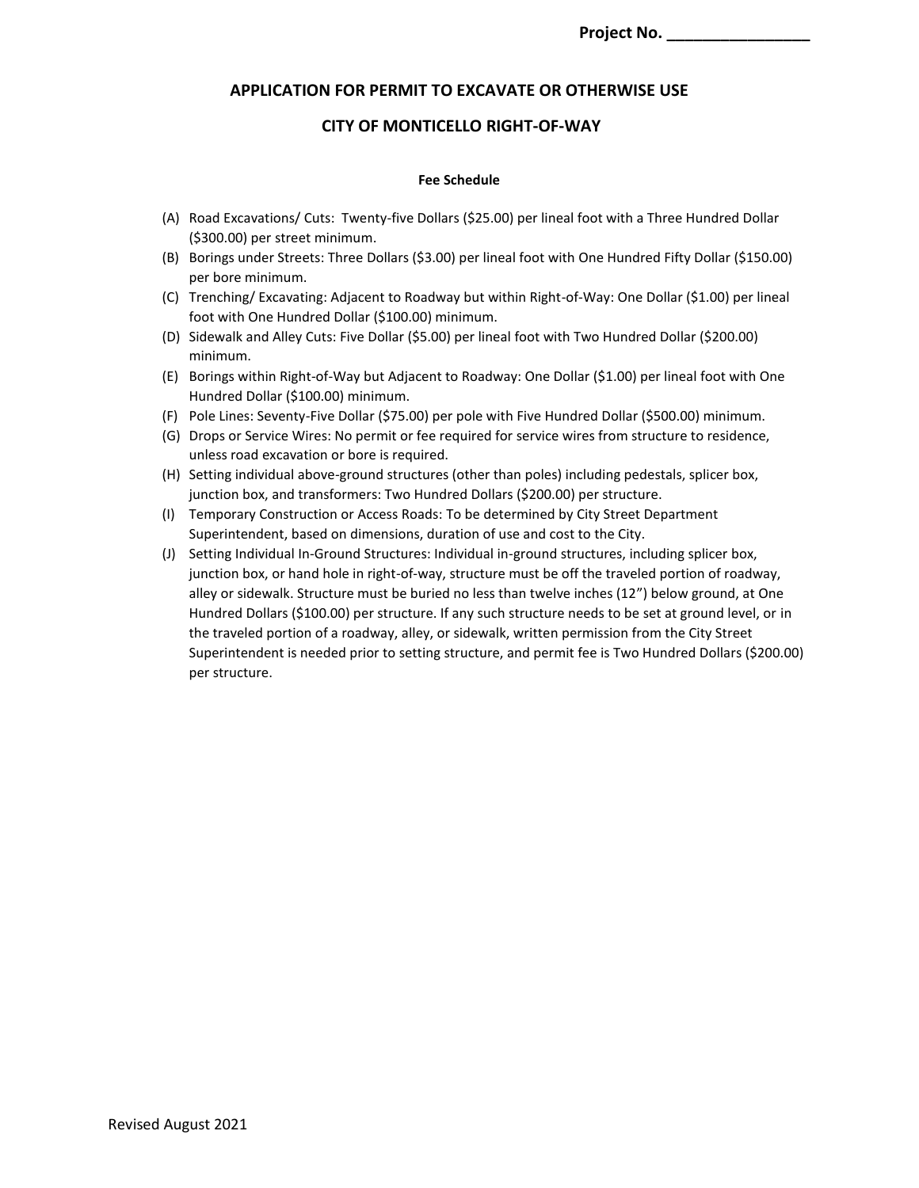**Project No. ________________**

## APPLICATION FOR PERMIT TO EXCAVATE OR OTHERWISE USE

## CITY OF MONTICELLO RIGHT-OF-WAY

### Fee Schedule

(A) Road Excavations/ Cuts: Twenty-five Dollars ($25.00) per lineal foot with a Three Hundred Dollar ($300.00) per street minimum.

(B) Borings under Streets: Three Dollars ($3.00) per lineal foot with One Hundred Fifty Dollar ($150.00) per bore minimum.

(C) Trenching/ Excavating: Adjacent to Roadway but within Right-of-Way: One Dollar ($1.00) per lineal foot with One Hundred Dollar ($100.00) minimum.

(D) Sidewalk and Alley Cuts: Five Dollar ($5.00) per lineal foot with Two Hundred Dollar ($200.00) minimum.

(E) Borings within Right-of-Way but Adjacent to Roadway: One Dollar ($1.00) per lineal foot with One Hundred Dollar ($100.00) minimum.

(F) Pole Lines: Seventy-Five Dollar ($75.00) per pole with Five Hundred Dollar ($500.00) minimum.

(G) Drops or Service Wires: No permit or fee required for service wires from structure to residence, unless road excavation or bore is required.

(H) Setting individual above-ground structures (other than poles) including pedestals, splicer box, junction box, and transformers: Two Hundred Dollars ($200.00) per structure.

(I) Temporary Construction or Access Roads: To be determined by City Street Department Superintendent, based on dimensions, duration of use and cost to the City.

(J) Setting Individual In-Ground Structures: Individual in-ground structures, including splicer box, junction box, or hand hole in right-of-way, structure must be off the traveled portion of roadway, alley or sidewalk. Structure must be buried no less than twelve inches (12") below ground, at One Hundred Dollars ($100.00) per structure. If any such structure needs to be set at ground level, or in the traveled portion of a roadway, alley, or sidewalk, written permission from the City Street Superintendent is needed prior to setting structure, and permit fee is Two Hundred Dollars ($200.00) per structure.

Revised August 2021